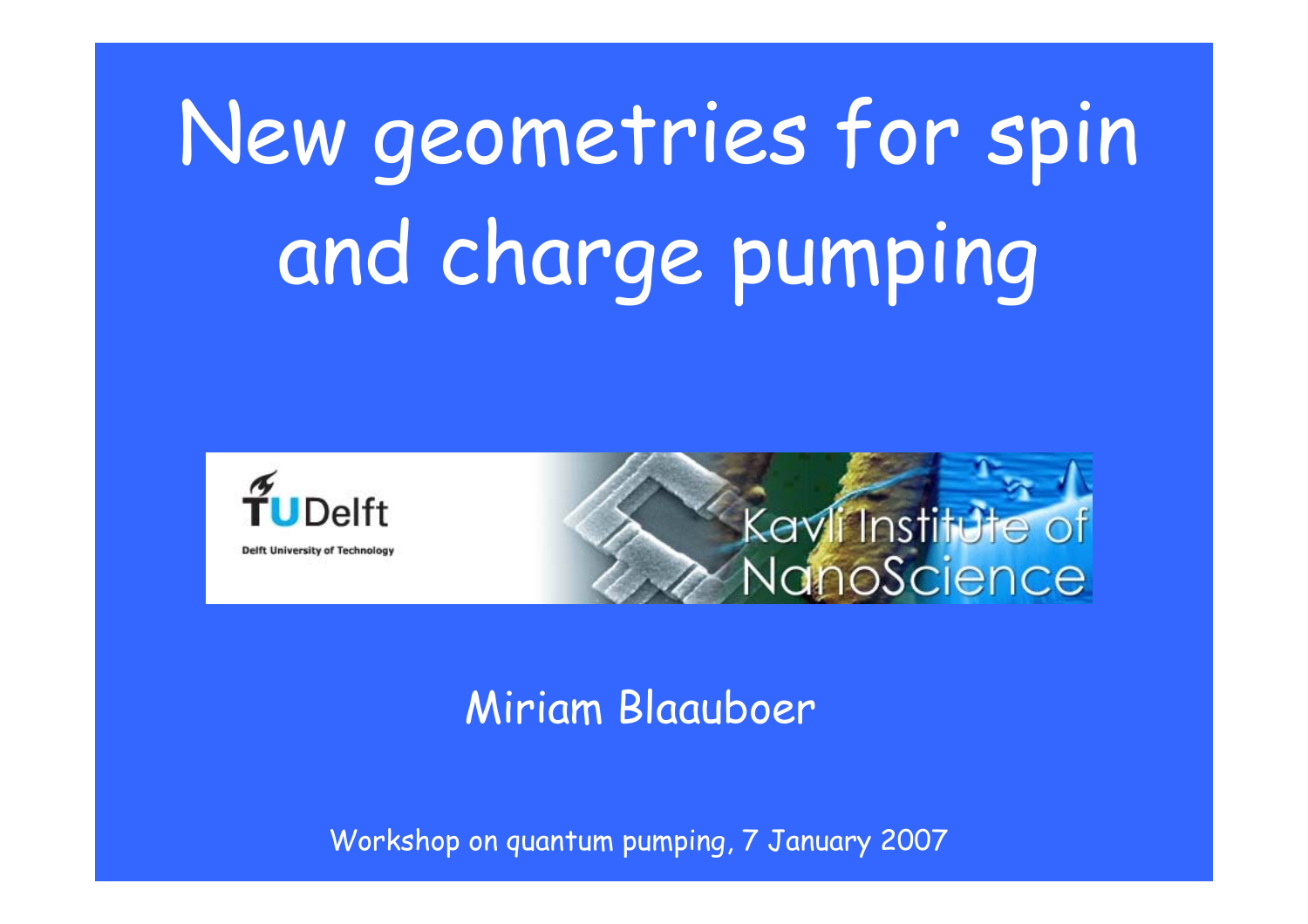# New geometries for spin and charge pumping

TU Delft

Delft University of Technology

Kavli Institute of NanoScience

Miriam Blaauboer

Workshop on quantum pumping, 7 January 2007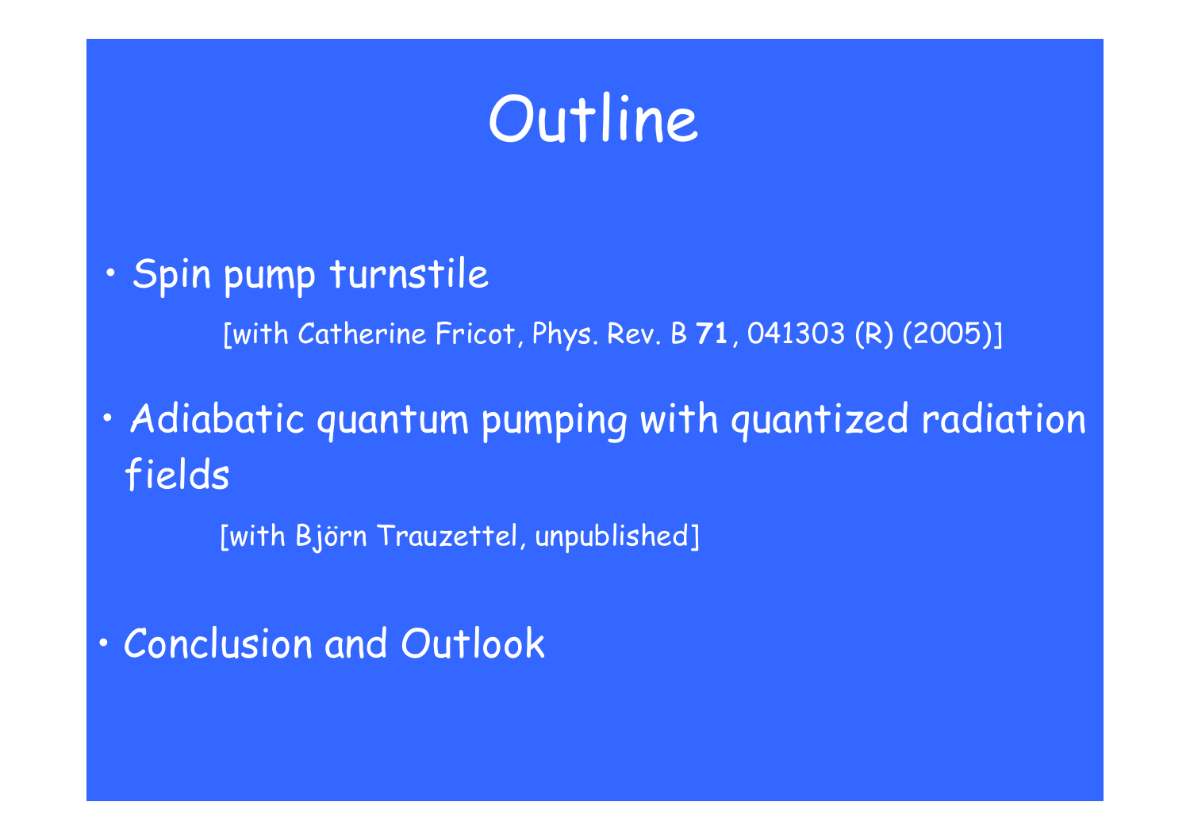# Outline

- Spin pump turnstile

  [with Catherine Fricot, Phys. Rev. B **71**, 041303 (R) (2005)]

- Adiabatic quantum pumping with quantized radiation fields

  [with Björn Trauzettel, unpublished]

- Conclusion and Outlook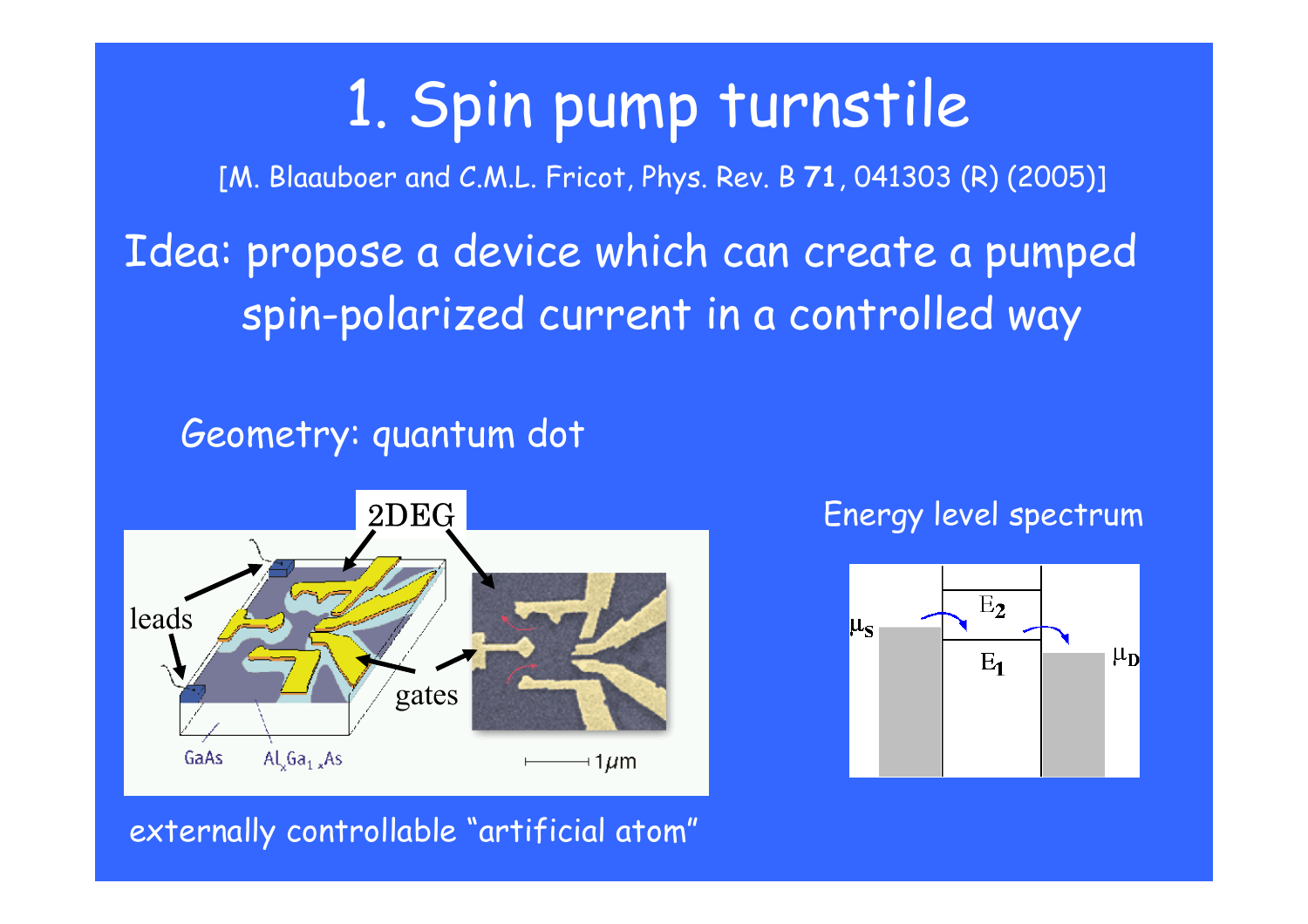# 1. Spin pump turnstile

[M. Blaauboer and C.M.L. Fricot, Phys. Rev. B **71**, 041303 (R) (2005)]

Idea: propose a device which can create a pumped spin-polarized current in a controlled way

Geometry: quantum dot

Energy level spectrum

externally controllable "artificial atom"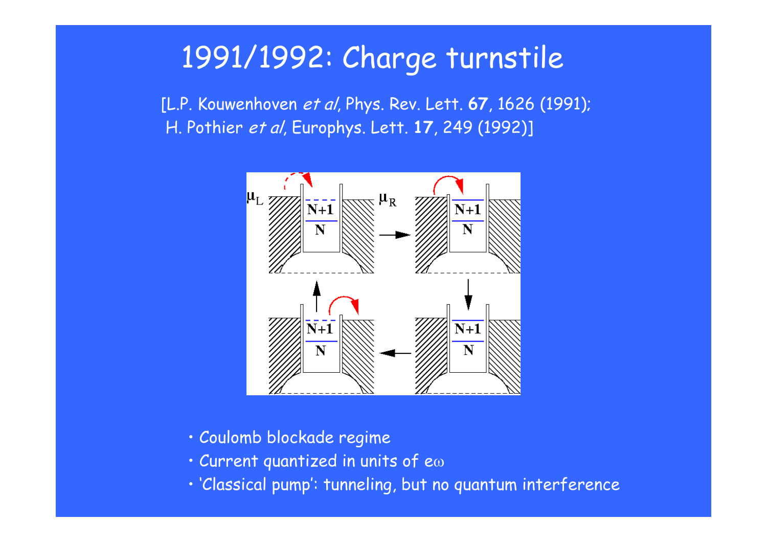# 1991/1992: Charge turnstile

[L.P. Kouwenhoven *et al*, Phys. Rev. Lett. **67**, 1626 (1991);
H. Pothier *et al*, Europhys. Lett. **17**, 249 (1992)]

- Coulomb blockade regime
- Current quantized in units of $e\omega$
- 'Classical pump': tunneling, but no quantum interference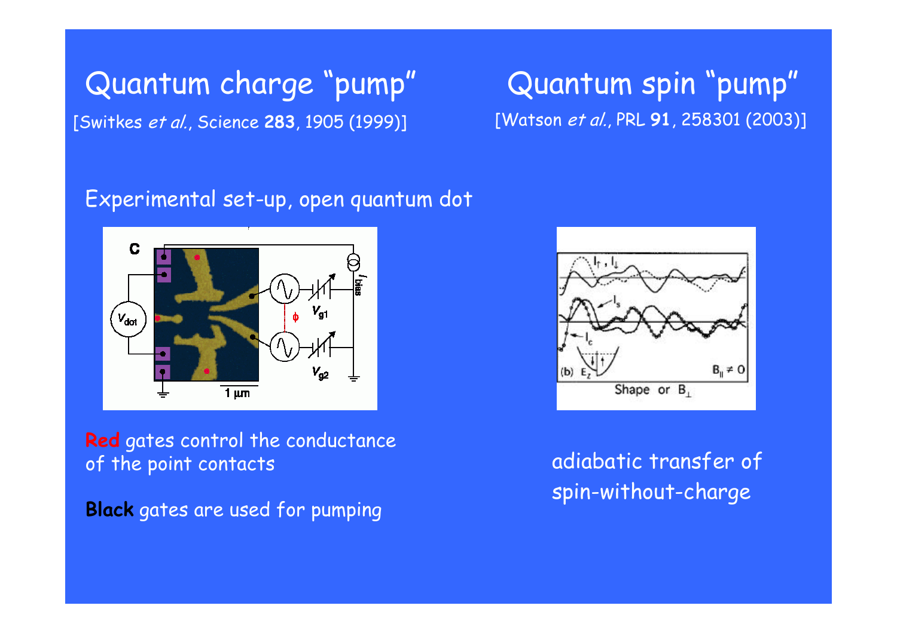## Quantum charge "pump"

[Switkes *et al.*, Science **283**, 1905 (1999)]

## Quantum spin "pump"

[Watson *et al.*, PRL **91**, 258301 (2003)]

Experimental set-up, open quantum dot

**Red** gates control the conductance of the point contacts

**Black** gates are used for pumping

adiabatic transfer of spin-without-charge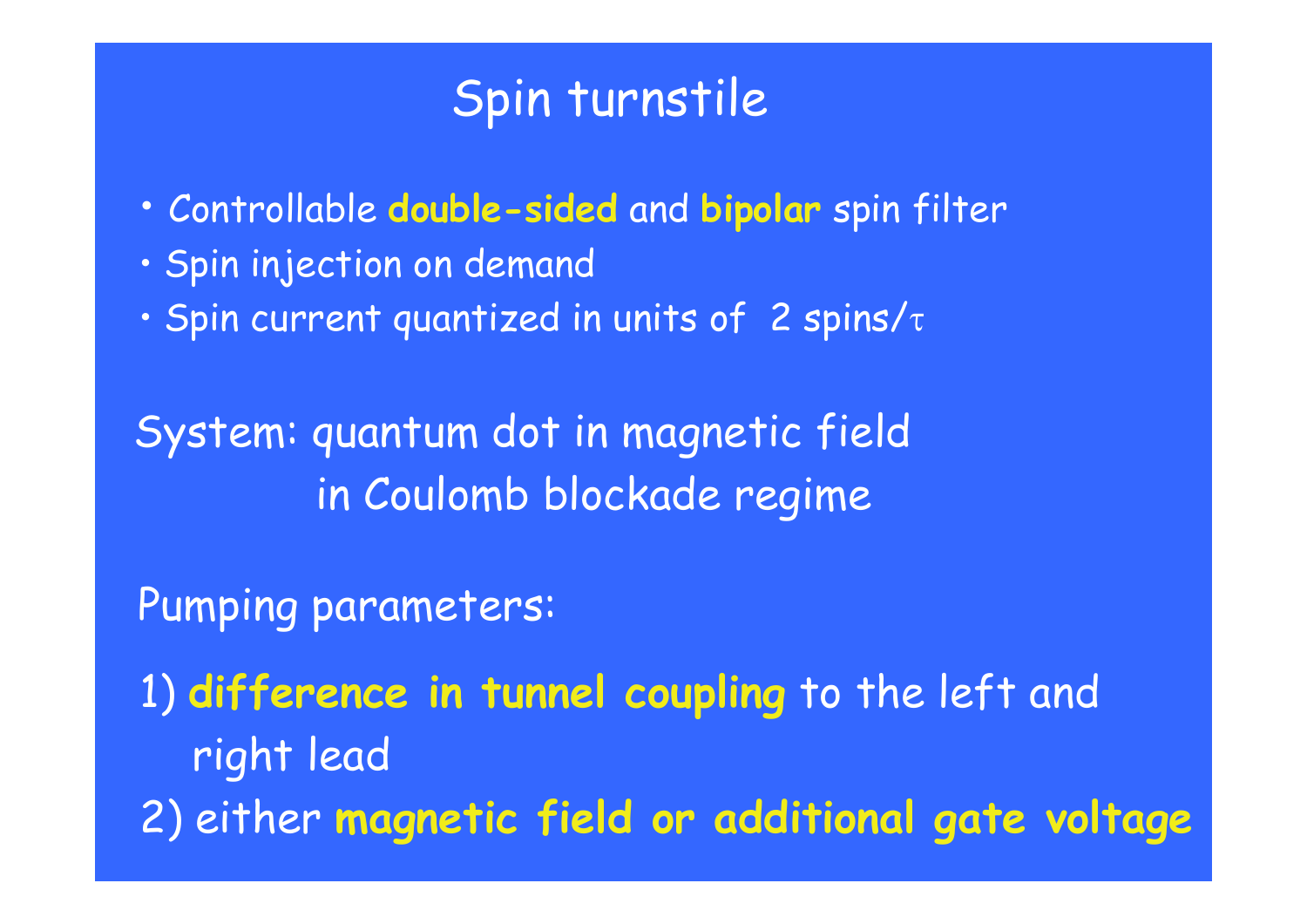# Spin turnstile

- Controllable **double-sided** and **bipolar** spin filter
- Spin injection on demand
- Spin current quantized in units of 2 spins/$\tau$

System: quantum dot in magnetic field
in Coulomb blockade regime

Pumping parameters:

1) **difference in tunnel coupling** to the left and right lead
2) either **magnetic field or additional gate voltage**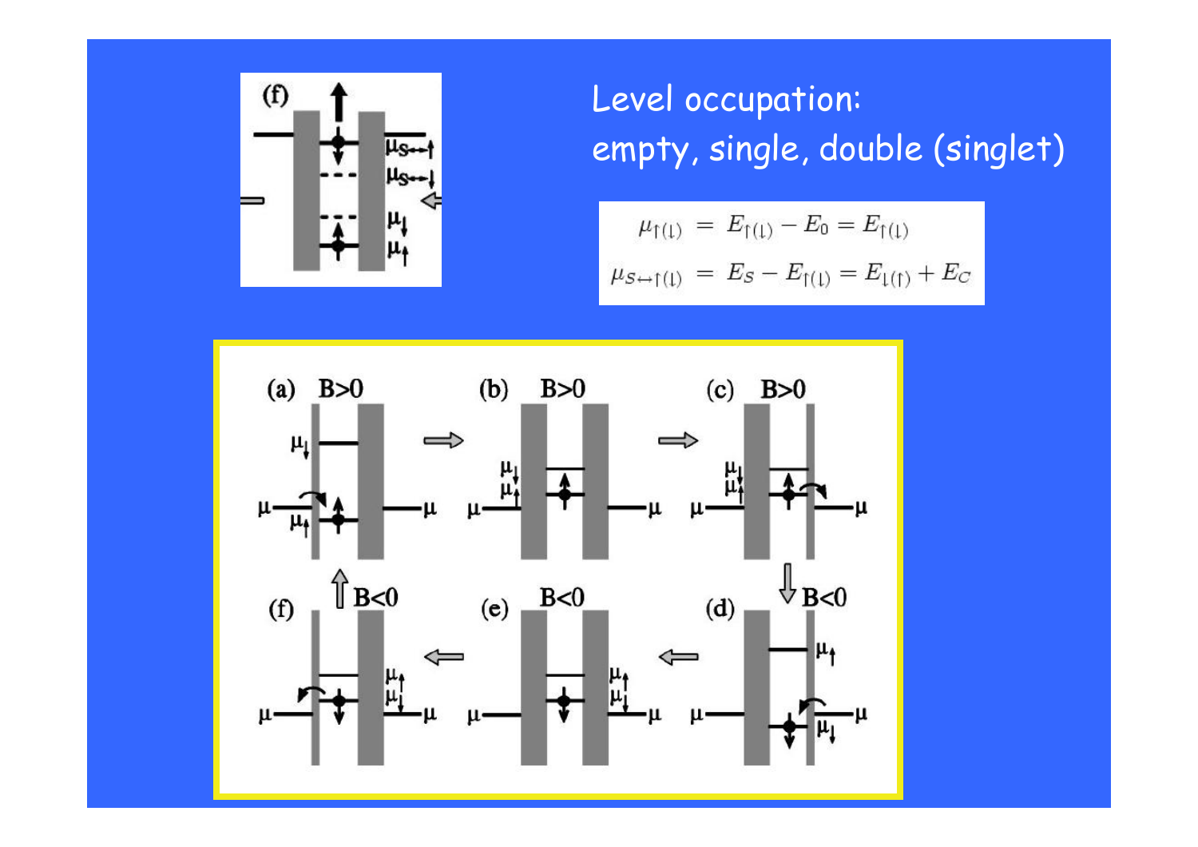Level occupation:
empty, single, double (singlet)

$$\mu_{\uparrow(\downarrow)} = E_{\uparrow(\downarrow)} - E_0 = E_{\uparrow(\downarrow)}$$

$$\mu_{S\leftrightarrow\uparrow(\downarrow)} = E_S - E_{\uparrow(\downarrow)} = E_{\downarrow(\uparrow)} + E_C$$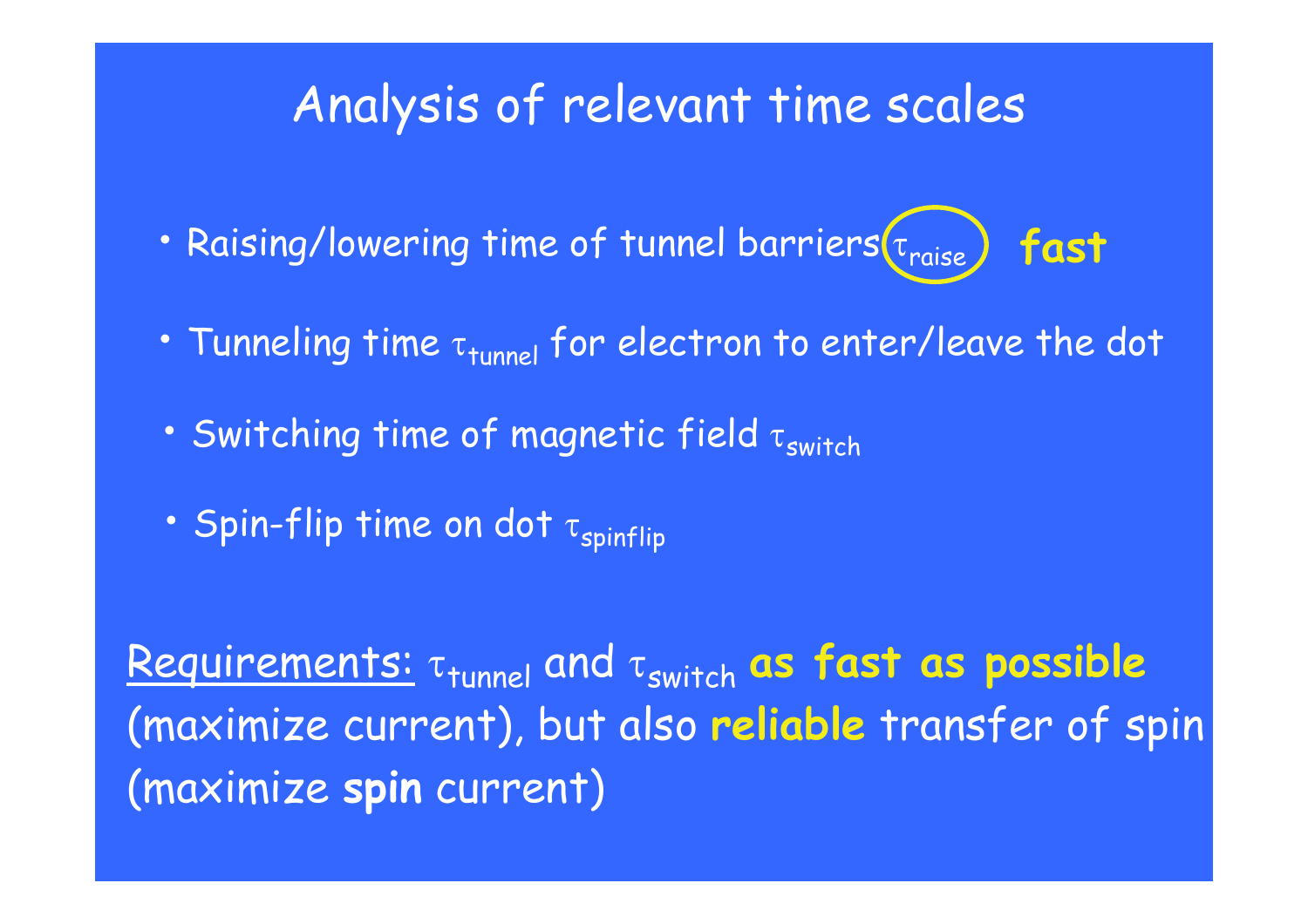# Analysis of relevant time scales

- Raising/lowering time of tunnel barriers $\tau_{raise}$ **fast**
- Tunneling time $\tau_{tunnel}$ for electron to enter/leave the dot
- Switching time of magnetic field $\tau_{switch}$
- Spin-flip time on dot $\tau_{spinflip}$

Requirements: $\tau_{tunnel}$ and $\tau_{switch}$ **as fast as possible** (maximize current), but also **reliable** transfer of spin (maximize **spin** current)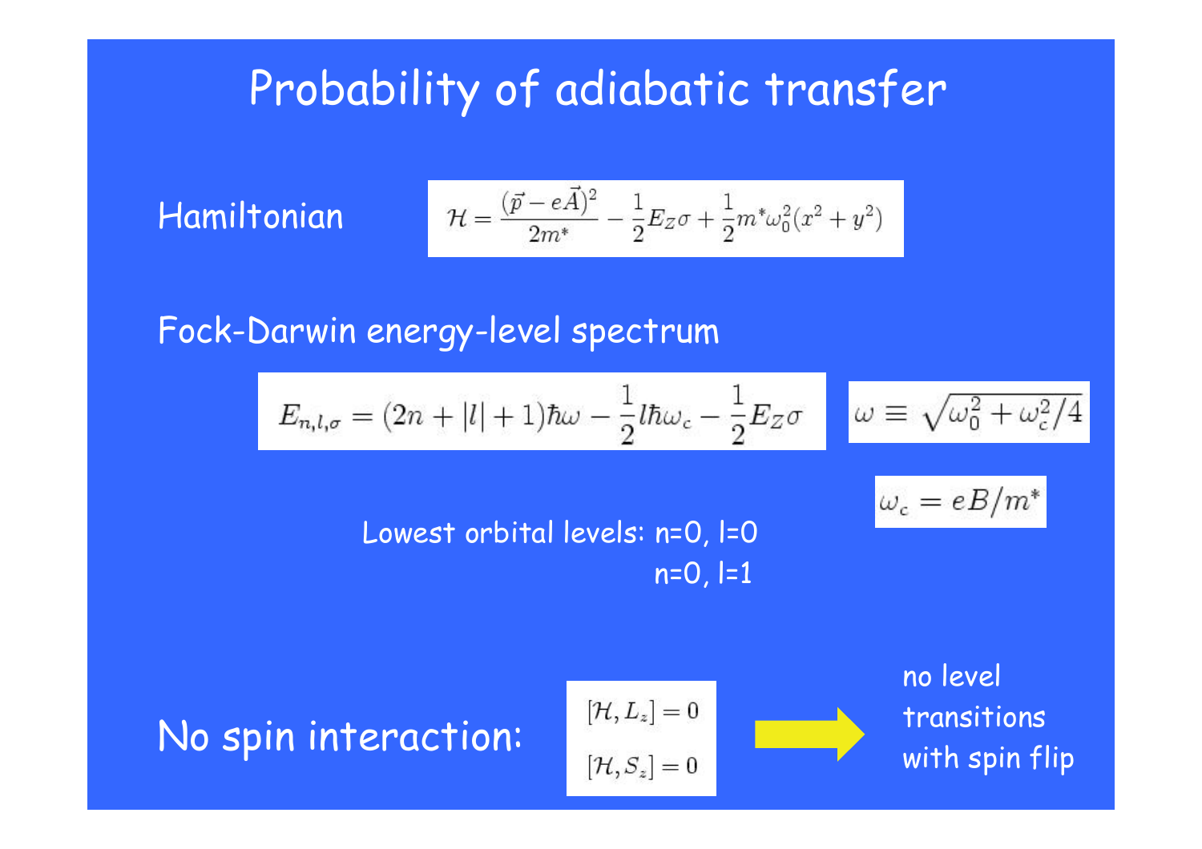# Probability of adiabatic transfer

Hamiltonian

$$\mathcal{H} = \frac{(\vec{p} - e\vec{A})^2}{2m^*} - \frac{1}{2}E_Z\sigma + \frac{1}{2}m^*\omega_0^2(x^2 + y^2)$$

Fock-Darwin energy-level spectrum

$$E_{n,l,\sigma} = (2n + |l| + 1)\hbar\omega - \frac{1}{2}l\hbar\omega_c - \frac{1}{2}E_Z\sigma$$

$$\omega \equiv \sqrt{\omega_0^2 + \omega_c^2/4}$$

$$\omega_c = eB/m^*$$

Lowest orbital levels: n=0, l=0

n=0, l=1

No spin interaction:

$$[\mathcal{H}, L_z] = 0$$

$$[\mathcal{H}, S_z] = 0$$

→ no level transitions with spin flip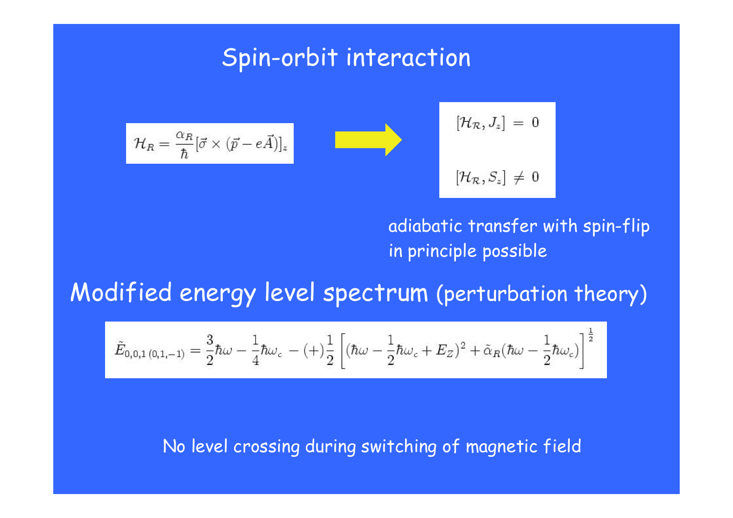# Spin-orbit interaction

$$\mathcal{H}_R = \frac{\alpha_R}{\hbar}[\vec{\sigma} \times (\vec{p} - e\vec{A})]_z$$

$$[\mathcal{H}_\mathcal{R}, J_z] = 0$$

$$[\mathcal{H}_\mathcal{R}, S_z] \neq 0$$

adiabatic transfer with spin-flip in principle possible

## Modified energy level spectrum (perturbation theory)

$$\tilde{E}_{0,0,1\,(0,1,-1)} = \frac{3}{2}\hbar\omega - \frac{1}{4}\hbar\omega_c - (+)\frac{1}{2}\left[(\hbar\omega - \frac{1}{2}\hbar\omega_c + E_Z)^2 + \tilde{\alpha}_R(\hbar\omega - \frac{1}{2}\hbar\omega_c)\right]^{\frac{1}{2}}$$

No level crossing during switching of magnetic field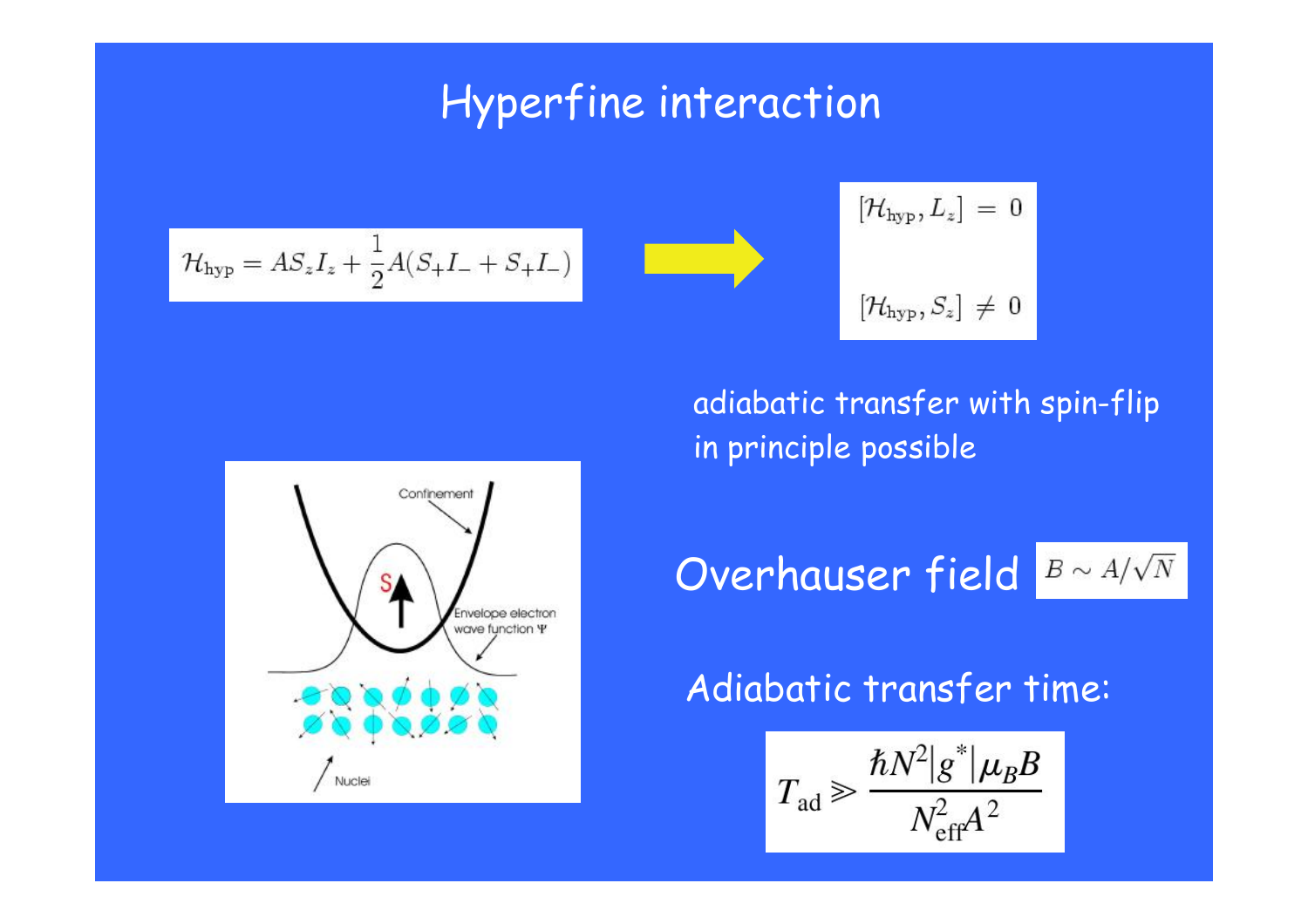# Hyperfine interaction

$$\mathcal{H}_{\text{hyp}} = AS_z I_z + \frac{1}{2}A(S_+ I_- + S_+ I_-)$$

$$[\mathcal{H}_{\text{hyp}}, L_z] = 0$$

$$[\mathcal{H}_{\text{hyp}}, S_z] \neq 0$$

adiabatic transfer with spin-flip in principle possible

Confinement

Envelope electron wave function $\Psi$

Nuclei

Overhauser field $B \sim A/\sqrt{N}$

Adiabatic transfer time:

$$T_{\text{ad}} \gg \frac{\hbar N^2 |g^*| \mu_B B}{N_{\text{eff}}^2 A^2}$$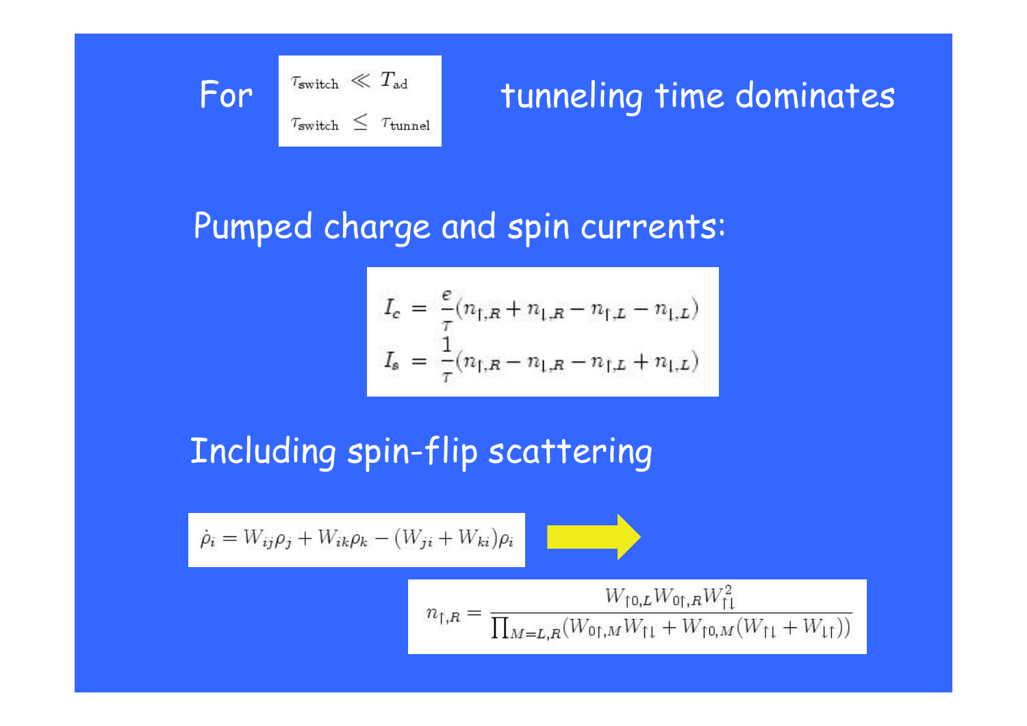For $\tau_{\text{switch}} \ll T_{\text{ad}}$, $\tau_{\text{switch}} \leq \tau_{\text{tunnel}}$ tunneling time dominates

Pumped charge and spin currents:

$$
\begin{aligned}
I_c &= \frac{e}{\tau}(n_{\uparrow,R} + n_{\downarrow,R} - n_{\uparrow,L} - n_{\downarrow,L}) \\
I_s &= \frac{1}{\tau}(n_{\uparrow,R} - n_{\downarrow,R} - n_{\uparrow,L} + n_{\downarrow,L})
\end{aligned}
$$

Including spin-flip scattering

$$
\dot{\rho}_i = W_{ij}\rho_j + W_{ik}\rho_k - (W_{ji} + W_{ki})\rho_i
$$

$\Rightarrow$

$$
n_{\uparrow,R} = \frac{W_{\uparrow 0,L} W_{0\uparrow,R} W_{\uparrow\downarrow}^2}{\prod_{M=L,R}(W_{0\uparrow,M} W_{\uparrow\downarrow} + W_{\uparrow 0,M}(W_{\uparrow\downarrow} + W_{\downarrow\uparrow}))}
$$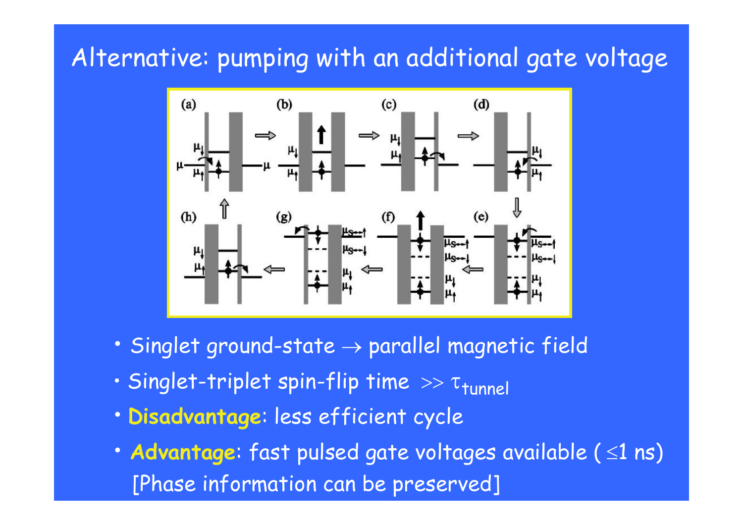# Alternative: pumping with an additional gate voltage

- Singlet ground-state → parallel magnetic field
- Singlet-triplet spin-flip time $\gg \tau_{tunnel}$
- **Disadvantage**: less efficient cycle
- **Advantage**: fast pulsed gate voltages available ( ≤1 ns) [Phase information can be preserved]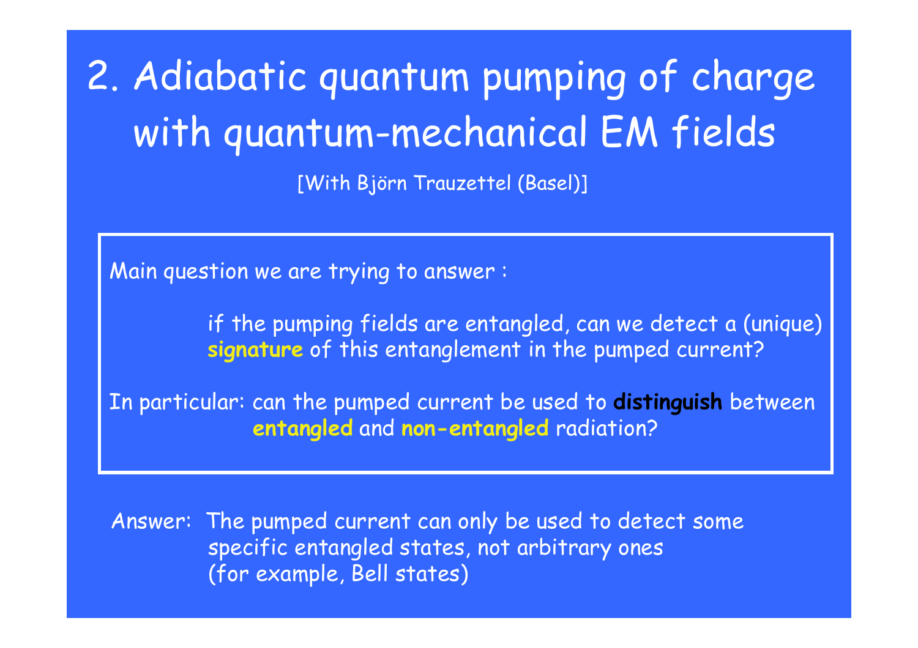# 2. Adiabatic quantum pumping of charge with quantum-mechanical EM fields

[With Björn Trauzettel (Basel)]

Main question we are trying to answer :

if the pumping fields are entangled, can we detect a (unique) **signature** of this entanglement in the pumped current?

In particular: can the pumped current be used to **distinguish** between **entangled** and **non-entangled** radiation?

Answer: The pumped current can only be used to detect some specific entangled states, not arbitrary ones (for example, Bell states)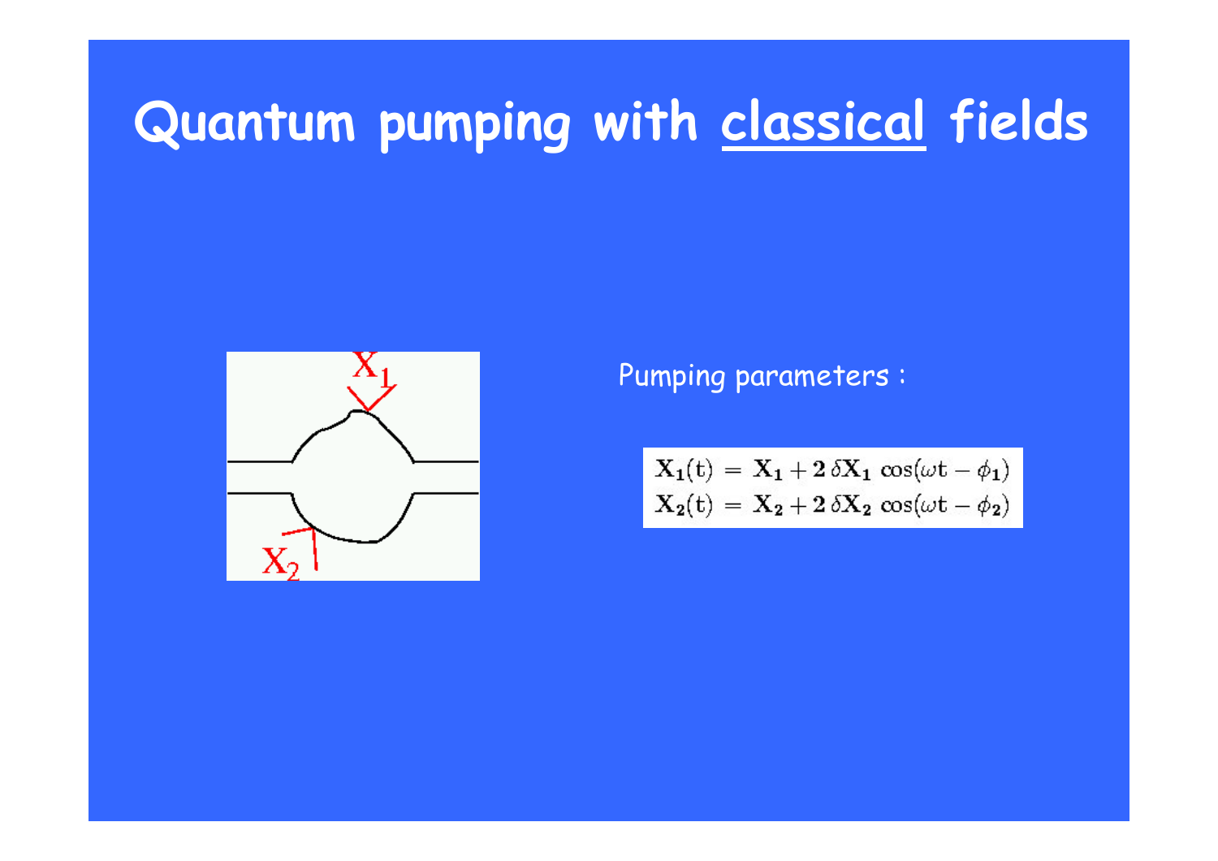# Quantum pumping with classical fields

Pumping parameters :

$$\mathbf{X_1(t)} = \mathbf{X_1} + \mathbf{2}\,\delta\mathbf{X_1}\,\cos(\omega\mathrm{t} - \phi_1)$$
$$\mathbf{X_2(t)} = \mathbf{X_2} + \mathbf{2}\,\delta\mathbf{X_2}\,\cos(\omega\mathrm{t} - \phi_2)$$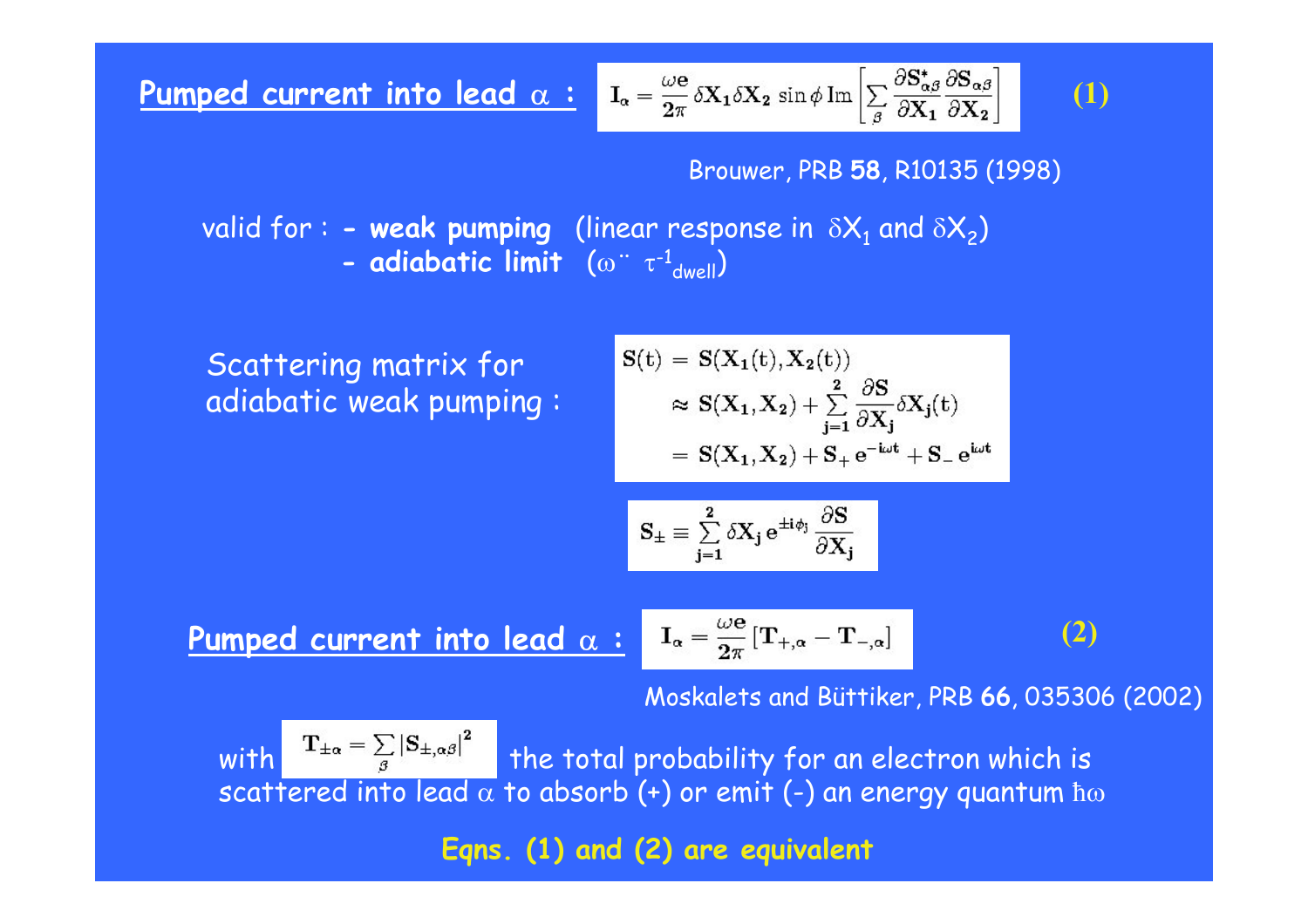**Pumped current into lead $\alpha$ :**

$$\mathbf{I}_\alpha = \frac{\omega \mathbf{e}}{2\pi} \delta \mathbf{X}_1 \delta \mathbf{X}_2 \sin\phi \, \mathrm{Im}\left[ \sum_\beta \frac{\partial \mathbf{S}^*_{\alpha\beta}}{\partial \mathbf{X}_1} \frac{\partial \mathbf{S}_{\alpha\beta}}{\partial \mathbf{X}_2} \right] \qquad (1)$$

Brouwer, PRB **58**, R10135 (1998)

valid for :
- **weak pumping** (linear response in $\delta X_1$ and $\delta X_2$)
- **adiabatic limit** ($\omega \ll \tau^{-1}_{\mathrm{dwell}}$)

Scattering matrix for adiabatic weak pumping :

$$\begin{aligned}
\mathbf{S}(t) &= \mathbf{S}(\mathbf{X}_1(t), \mathbf{X}_2(t)) \\
&\approx \mathbf{S}(\mathbf{X}_1, \mathbf{X}_2) + \sum_{j=1}^{2} \frac{\partial \mathbf{S}}{\partial \mathbf{X}_j} \delta \mathbf{X}_j(t) \\
&= \mathbf{S}(\mathbf{X}_1, \mathbf{X}_2) + \mathbf{S}_+ e^{-i\omega t} + \mathbf{S}_- e^{i\omega t}
\end{aligned}$$

$$\mathbf{S}_\pm \equiv \sum_{j=1}^{2} \delta \mathbf{X}_j \, e^{\pm i \phi_j} \frac{\partial \mathbf{S}}{\partial \mathbf{X}_j}$$

**Pumped current into lead $\alpha$ :**

$$\mathbf{I}_\alpha = \frac{\omega \mathbf{e}}{2\pi} \left[ \mathbf{T}_{+,\alpha} - \mathbf{T}_{-,\alpha} \right] \qquad (2)$$

Moskalets and Büttiker, PRB **66**, 035306 (2002)

with $\mathbf{T}_{\pm\alpha} = \sum_\beta \left| \mathbf{S}_{\pm,\alpha\beta} \right|^2$ the total probability for an electron which is scattered into lead $\alpha$ to absorb (+) or emit (-) an energy quantum $\hbar\omega$

**Eqns. (1) and (2) are equivalent**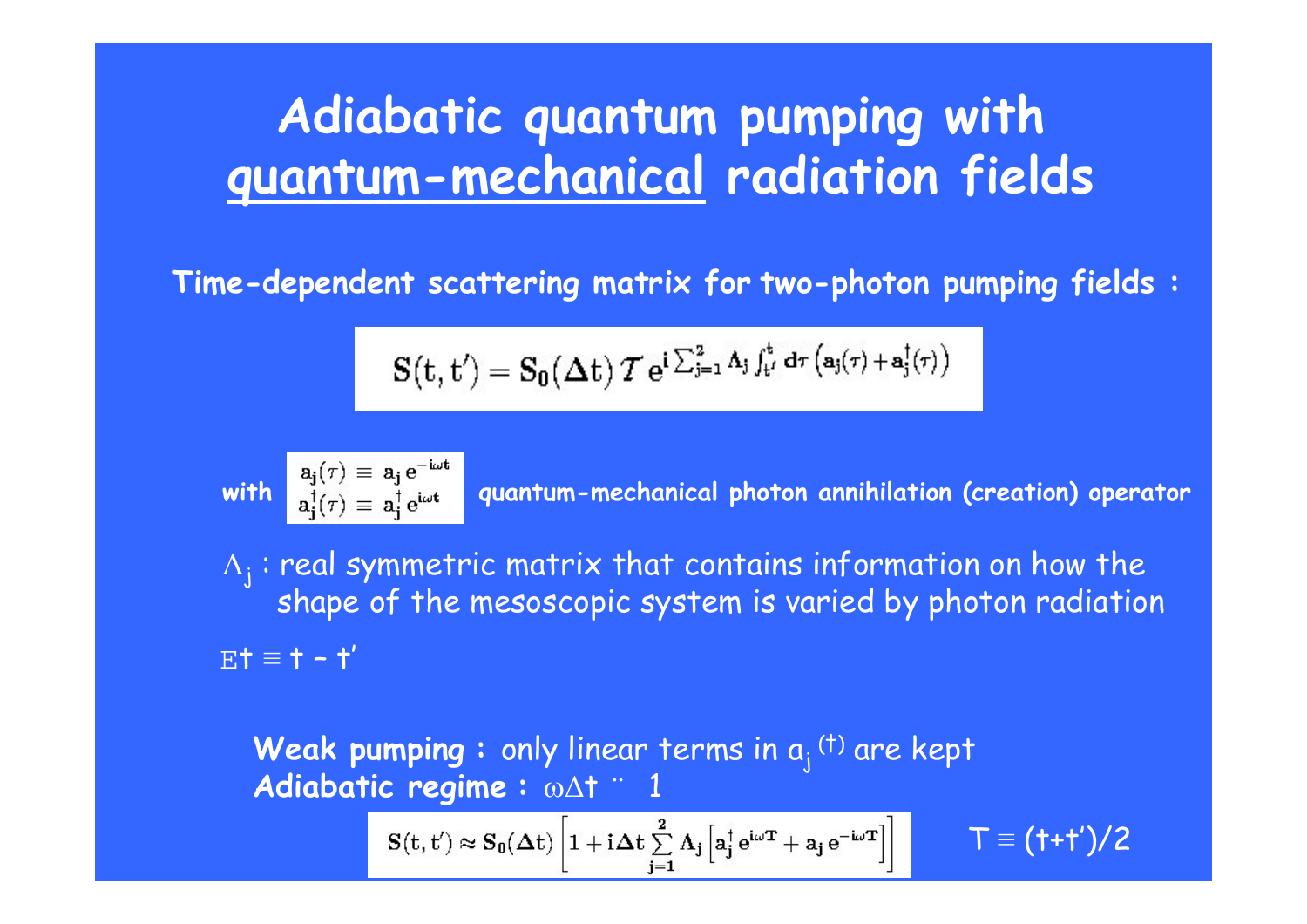# Adiabatic quantum pumping with quantum-mechanical radiation fields

**Time-dependent scattering matrix for two-photon pumping fields :**

$$\mathbf{S}(t,t') = \mathbf{S_0}(\Delta t)\, \mathcal{T}\, e^{i \sum_{j=1}^{2} \Lambda_j \int_{t'}^{t} d\tau \left(a_j(\tau) + a_j^\dagger(\tau)\right)}$$

**with** $a_j(\tau) \equiv a_j\, e^{-i\omega t}$, $a_j^\dagger(\tau) \equiv a_j^\dagger\, e^{i\omega t}$ **quantum-mechanical photon annihilation (creation) operator**

$\Lambda_j$ : real symmetric matrix that contains information on how the shape of the mesoscopic system is varied by photon radiation

$\Delta t \equiv t - t'$

**Weak pumping :** only linear terms in $a_j^{(\dagger)}$ are kept
**Adiabatic regime :** $\omega \Delta t \ll 1$

$$\mathbf{S}(t,t') \approx \mathbf{S_0}(\Delta t)\left[1 + i\Delta t \sum_{j=1}^{2} \Lambda_j \left[a_j^\dagger e^{i\omega T} + a_j e^{-i\omega T}\right]\right]$$

$T \equiv (t+t')/2$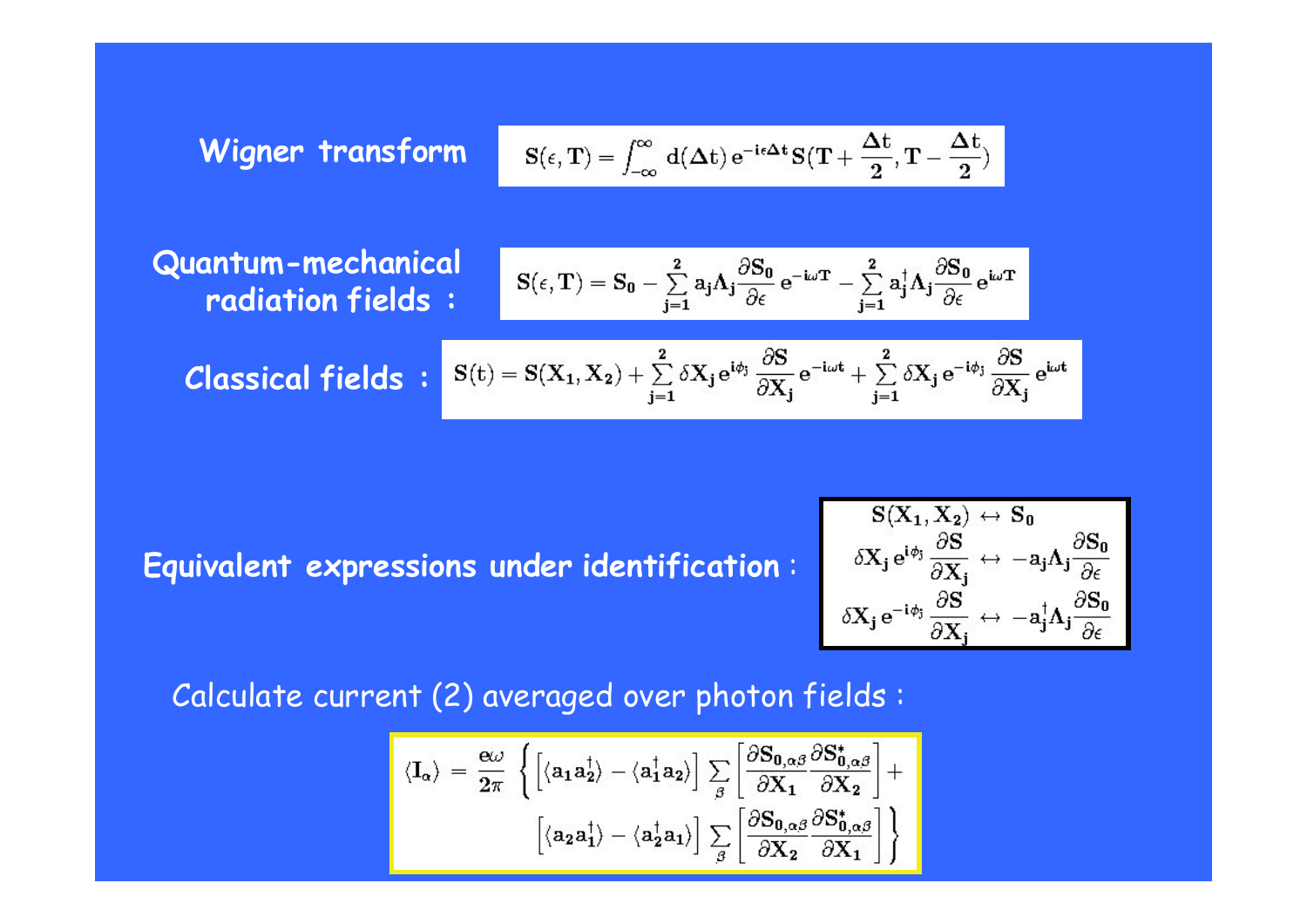**Wigner transform**

$$\mathbf{S}(\epsilon, \mathbf{T}) = \int_{-\infty}^{\infty} \mathrm{d}(\Delta \mathrm{t})\, \mathrm{e}^{-\mathrm{i}\epsilon\Delta\mathrm{t}}\, \mathbf{S}(\mathbf{T} + \frac{\Delta \mathrm{t}}{2}, \mathbf{T} - \frac{\Delta \mathrm{t}}{2})$$

**Quantum-mechanical radiation fields :**

$$\mathbf{S}(\epsilon, \mathbf{T}) = \mathbf{S_0} - \sum_{j=1}^{2} \mathrm{a_j} \Lambda_j \frac{\partial \mathbf{S_0}}{\partial \epsilon}\, \mathrm{e}^{-\mathrm{i}\omega \mathbf{T}} - \sum_{j=1}^{2} \mathrm{a_j^\dagger} \Lambda_j \frac{\partial \mathbf{S_0}}{\partial \epsilon}\, \mathrm{e}^{\mathrm{i}\omega \mathbf{T}}$$

**Classical fields :**

$$\mathbf{S}(\mathrm{t}) = \mathbf{S}(\mathbf{X_1}, \mathbf{X_2}) + \sum_{j=1}^{2} \delta \mathbf{X_j}\, \mathrm{e}^{\mathrm{i}\phi_j} \frac{\partial \mathbf{S}}{\partial \mathbf{X_j}}\, \mathrm{e}^{-\mathrm{i}\omega \mathrm{t}} + \sum_{j=1}^{2} \delta \mathbf{X_j}\, \mathrm{e}^{-\mathrm{i}\phi_j} \frac{\partial \mathbf{S}}{\partial \mathbf{X_j}}\, \mathrm{e}^{\mathrm{i}\omega \mathrm{t}}$$

**Equivalent expressions under identification :**

$$\mathbf{S}(\mathbf{X_1}, \mathbf{X_2}) \leftrightarrow \mathbf{S_0}$$

$$\delta \mathbf{X_j}\, \mathrm{e}^{\mathrm{i}\phi_j} \frac{\partial \mathbf{S}}{\partial \mathbf{X_j}} \leftrightarrow -\mathrm{a_j} \Lambda_j \frac{\partial \mathbf{S_0}}{\partial \epsilon}$$

$$\delta \mathbf{X_j}\, \mathrm{e}^{-\mathrm{i}\phi_j} \frac{\partial \mathbf{S}}{\partial \mathbf{X_j}} \leftrightarrow -\mathrm{a_j^\dagger} \Lambda_j \frac{\partial \mathbf{S_0}}{\partial \epsilon}$$

Calculate current (2) averaged over photon fields :

$$\langle \mathbf{I}_\alpha \rangle = \frac{\mathrm{e}\omega}{2\pi} \left\{ \left[ \langle \mathrm{a_1 a_2^\dagger} \rangle - \langle \mathrm{a_1^\dagger a_2} \rangle \right] \sum_\beta \left[ \frac{\partial \mathbf{S}_{0,\alpha\beta}}{\partial \mathbf{X_1}} \frac{\partial \mathbf{S}^*_{0,\alpha\beta}}{\partial \mathbf{X_2}} \right] + \left[ \langle \mathrm{a_2 a_1^\dagger} \rangle - \langle \mathrm{a_2^\dagger a_1} \rangle \right] \sum_\beta \left[ \frac{\partial \mathbf{S}_{0,\alpha\beta}}{\partial \mathbf{X_2}} \frac{\partial \mathbf{S}^*_{0,\alpha\beta}}{\partial \mathbf{X_1}} \right] \right\}$$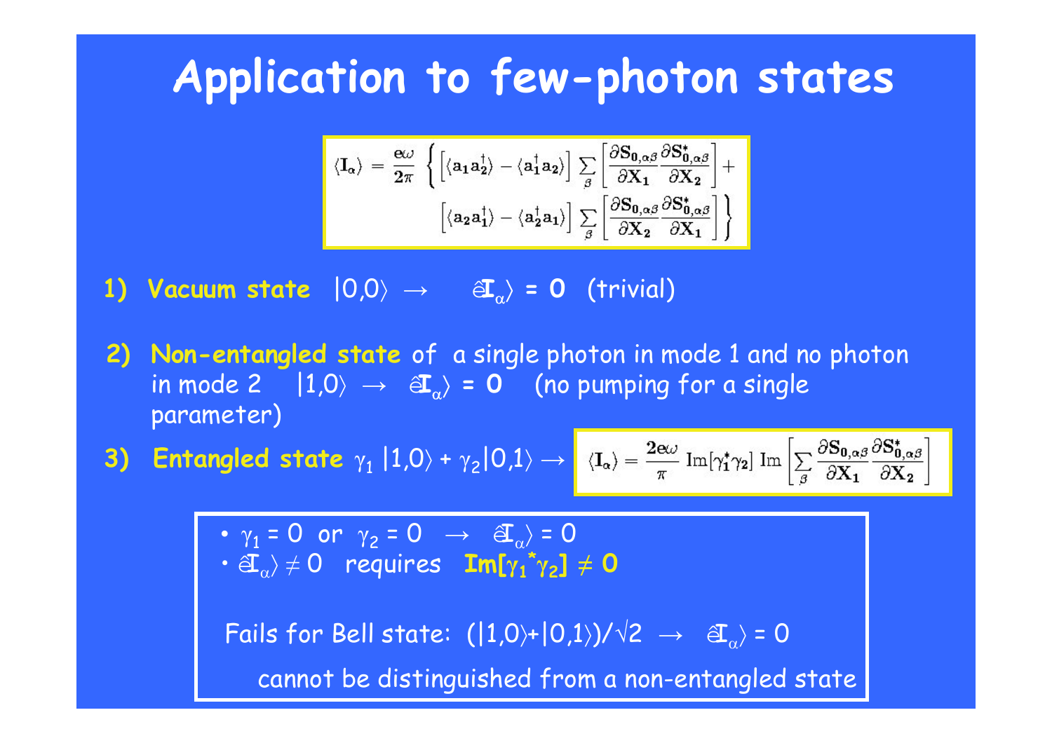# Application to few-photon states

$$\langle \mathbf{I}_\alpha \rangle = \frac{\mathbf{e}\omega}{2\pi} \left\{ \left[ \langle \mathbf{a}_1 \mathbf{a}_2^\dagger \rangle - \langle \mathbf{a}_1^\dagger \mathbf{a}_2 \rangle \right] \sum_\beta \left[ \frac{\partial \mathbf{S}_{0,\alpha\beta}}{\partial \mathbf{X}_1} \frac{\partial \mathbf{S}^*_{0,\alpha\beta}}{\partial \mathbf{X}_2} \right] + \left[ \langle \mathbf{a}_2 \mathbf{a}_1^\dagger \rangle - \langle \mathbf{a}_2^\dagger \mathbf{a}_1 \rangle \right] \sum_\beta \left[ \frac{\partial \mathbf{S}_{0,\alpha\beta}}{\partial \mathbf{X}_2} \frac{\partial \mathbf{S}^*_{0,\alpha\beta}}{\partial \mathbf{X}_1} \right] \right\}$$

1) **Vacuum state** $|0,0\rangle \rightarrow \langle \mathbf{I}_\alpha \rangle = \mathbf{0}$ (trivial)

2) **Non-entangled state** of a single photon in mode 1 and no photon in mode 2 $|1,0\rangle \rightarrow \langle \mathbf{I}_\alpha \rangle = \mathbf{0}$ (no pumping for a single parameter)

3) **Entangled state** $\gamma_1 |1,0\rangle + \gamma_2 |0,1\rangle \rightarrow$

$$\langle \mathbf{I}_\alpha \rangle = \frac{2\mathbf{e}\omega}{\pi} \, \mathrm{Im}[\gamma_1^* \gamma_2] \, \mathrm{Im}\left[ \sum_\beta \frac{\partial \mathbf{S}_{0,\alpha\beta}}{\partial \mathbf{X}_1} \frac{\partial \mathbf{S}^*_{0,\alpha\beta}}{\partial \mathbf{X}_2} \right]$$

- $\gamma_1 = 0$ or $\gamma_2 = 0 \rightarrow \langle \mathbf{I}_\alpha \rangle = 0$
- $\langle \mathbf{I}_\alpha \rangle \neq 0$ requires **$\mathrm{Im}[\gamma_1^* \gamma_2] \neq 0$**

Fails for Bell state: $(|1,0\rangle + |0,1\rangle)/\sqrt{2} \rightarrow \langle \mathbf{I}_\alpha \rangle = 0$

cannot be distinguished from a non-entangled state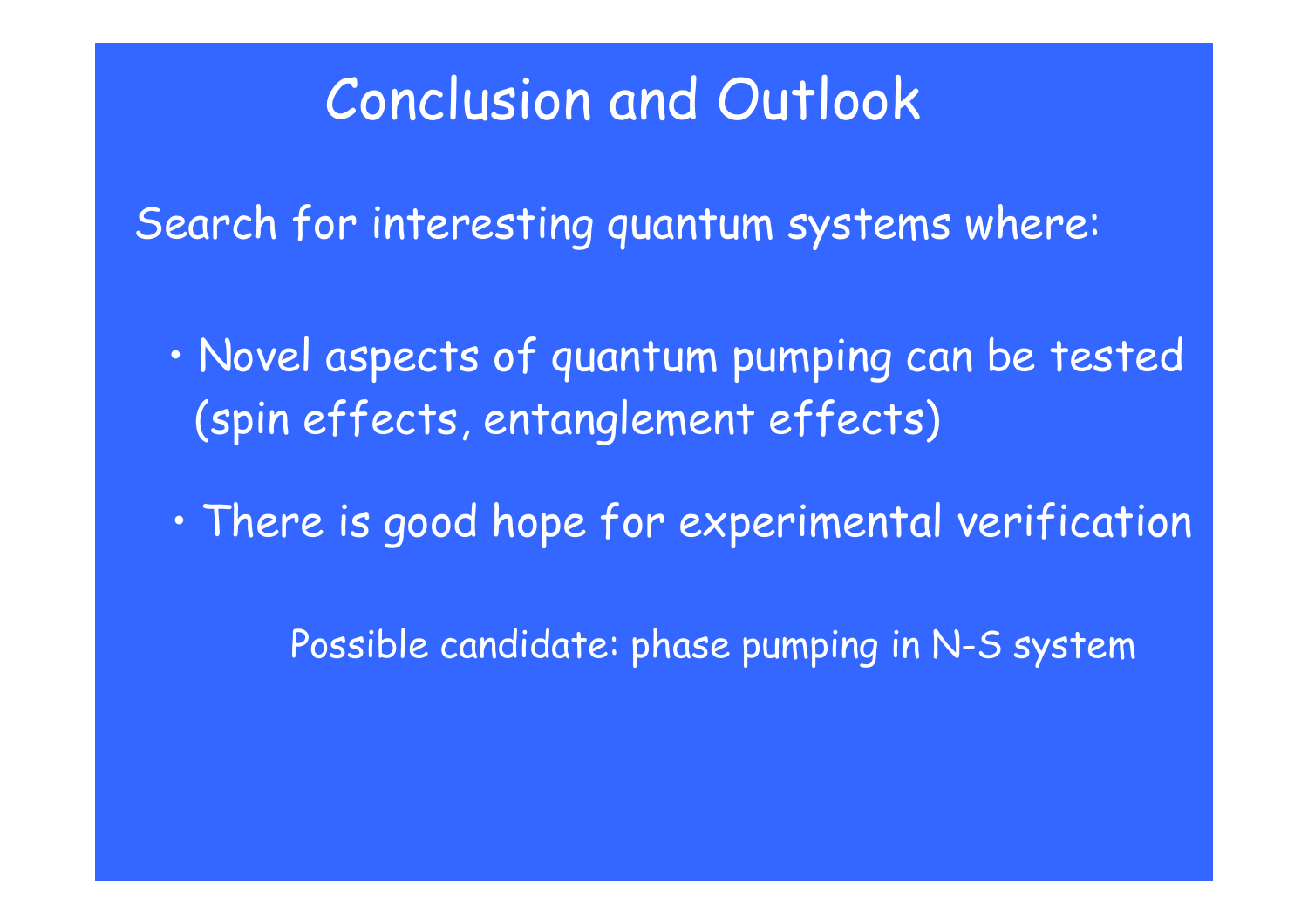# Conclusion and Outlook

Search for interesting quantum systems where:

- Novel aspects of quantum pumping can be tested (spin effects, entanglement effects)
- There is good hope for experimental verification

Possible candidate: phase pumping in N-S system